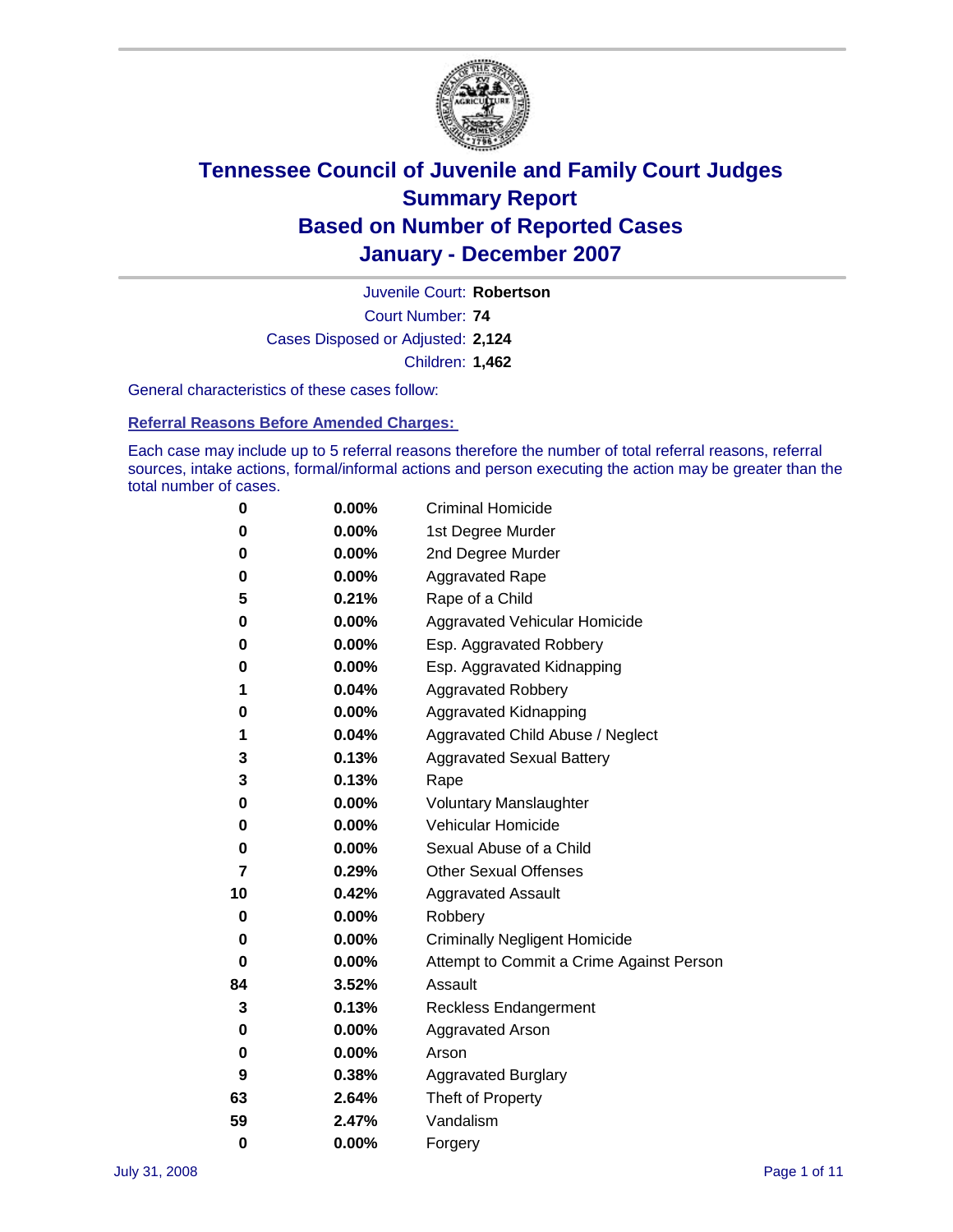# Tennessee Council of Juvenile and Family Court Judges
## Summary Report
## Based on Number of Reported Cases
## January - December 2007

Juvenile Court: **Robertson**
Court Number: **74**
Cases Disposed or Adjusted: **2,124**
Children: **1,462**

General characteristics of these cases follow:

### Referral Reasons Before Amended Charges:

Each case may include up to 5 referral reasons therefore the number of total referral reasons, referral sources, intake actions, formal/informal actions and person executing the action may be greater than the total number of cases.

| | | |
|---|---|---|
| 0 | 0.00% | Criminal Homicide |
| 0 | 0.00% | 1st Degree Murder |
| 0 | 0.00% | 2nd Degree Murder |
| 0 | 0.00% | Aggravated Rape |
| 5 | 0.21% | Rape of a Child |
| 0 | 0.00% | Aggravated Vehicular Homicide |
| 0 | 0.00% | Esp. Aggravated Robbery |
| 0 | 0.00% | Esp. Aggravated Kidnapping |
| 1 | 0.04% | Aggravated Robbery |
| 0 | 0.00% | Aggravated Kidnapping |
| 1 | 0.04% | Aggravated Child Abuse / Neglect |
| 3 | 0.13% | Aggravated Sexual Battery |
| 3 | 0.13% | Rape |
| 0 | 0.00% | Voluntary Manslaughter |
| 0 | 0.00% | Vehicular Homicide |
| 0 | 0.00% | Sexual Abuse of a Child |
| 7 | 0.29% | Other Sexual Offenses |
| 10 | 0.42% | Aggravated Assault |
| 0 | 0.00% | Robbery |
| 0 | 0.00% | Criminally Negligent Homicide |
| 0 | 0.00% | Attempt to Commit a Crime Against Person |
| 84 | 3.52% | Assault |
| 3 | 0.13% | Reckless Endangerment |
| 0 | 0.00% | Aggravated Arson |
| 0 | 0.00% | Arson |
| 9 | 0.38% | Aggravated Burglary |
| 63 | 2.64% | Theft of Property |
| 59 | 2.47% | Vandalism |
| 0 | 0.00% | Forgery |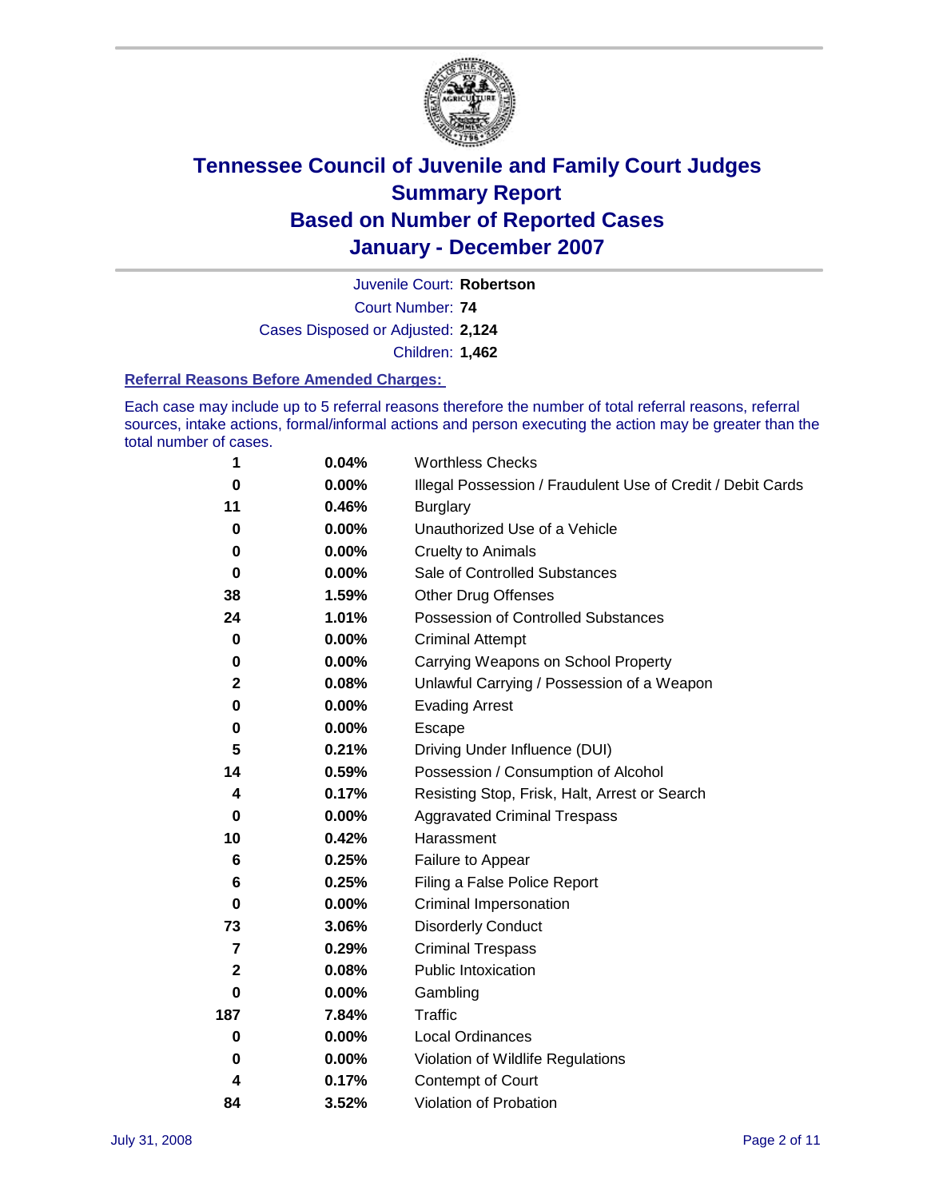# Tennessee Council of Juvenile and Family Court Judges
## Summary Report
## Based on Number of Reported Cases
## January - December 2007

Juvenile Court: **Robertson**
Court Number: **74**
Cases Disposed or Adjusted: **2,124**
Children: **1,462**

### Referral Reasons Before Amended Charges:

Each case may include up to 5 referral reasons therefore the number of total referral reasons, referral sources, intake actions, formal/informal actions and person executing the action may be greater than the total number of cases.

| | | |
|---|---|---|
| 1 | 0.04% | Worthless Checks |
| 0 | 0.00% | Illegal Possession / Fraudulent Use of Credit / Debit Cards |
| 11 | 0.46% | Burglary |
| 0 | 0.00% | Unauthorized Use of a Vehicle |
| 0 | 0.00% | Cruelty to Animals |
| 0 | 0.00% | Sale of Controlled Substances |
| 38 | 1.59% | Other Drug Offenses |
| 24 | 1.01% | Possession of Controlled Substances |
| 0 | 0.00% | Criminal Attempt |
| 0 | 0.00% | Carrying Weapons on School Property |
| 2 | 0.08% | Unlawful Carrying / Possession of a Weapon |
| 0 | 0.00% | Evading Arrest |
| 0 | 0.00% | Escape |
| 5 | 0.21% | Driving Under Influence (DUI) |
| 14 | 0.59% | Possession / Consumption of Alcohol |
| 4 | 0.17% | Resisting Stop, Frisk, Halt, Arrest or Search |
| 0 | 0.00% | Aggravated Criminal Trespass |
| 10 | 0.42% | Harassment |
| 6 | 0.25% | Failure to Appear |
| 6 | 0.25% | Filing a False Police Report |
| 0 | 0.00% | Criminal Impersonation |
| 73 | 3.06% | Disorderly Conduct |
| 7 | 0.29% | Criminal Trespass |
| 2 | 0.08% | Public Intoxication |
| 0 | 0.00% | Gambling |
| 187 | 7.84% | Traffic |
| 0 | 0.00% | Local Ordinances |
| 0 | 0.00% | Violation of Wildlife Regulations |
| 4 | 0.17% | Contempt of Court |
| 84 | 3.52% | Violation of Probation |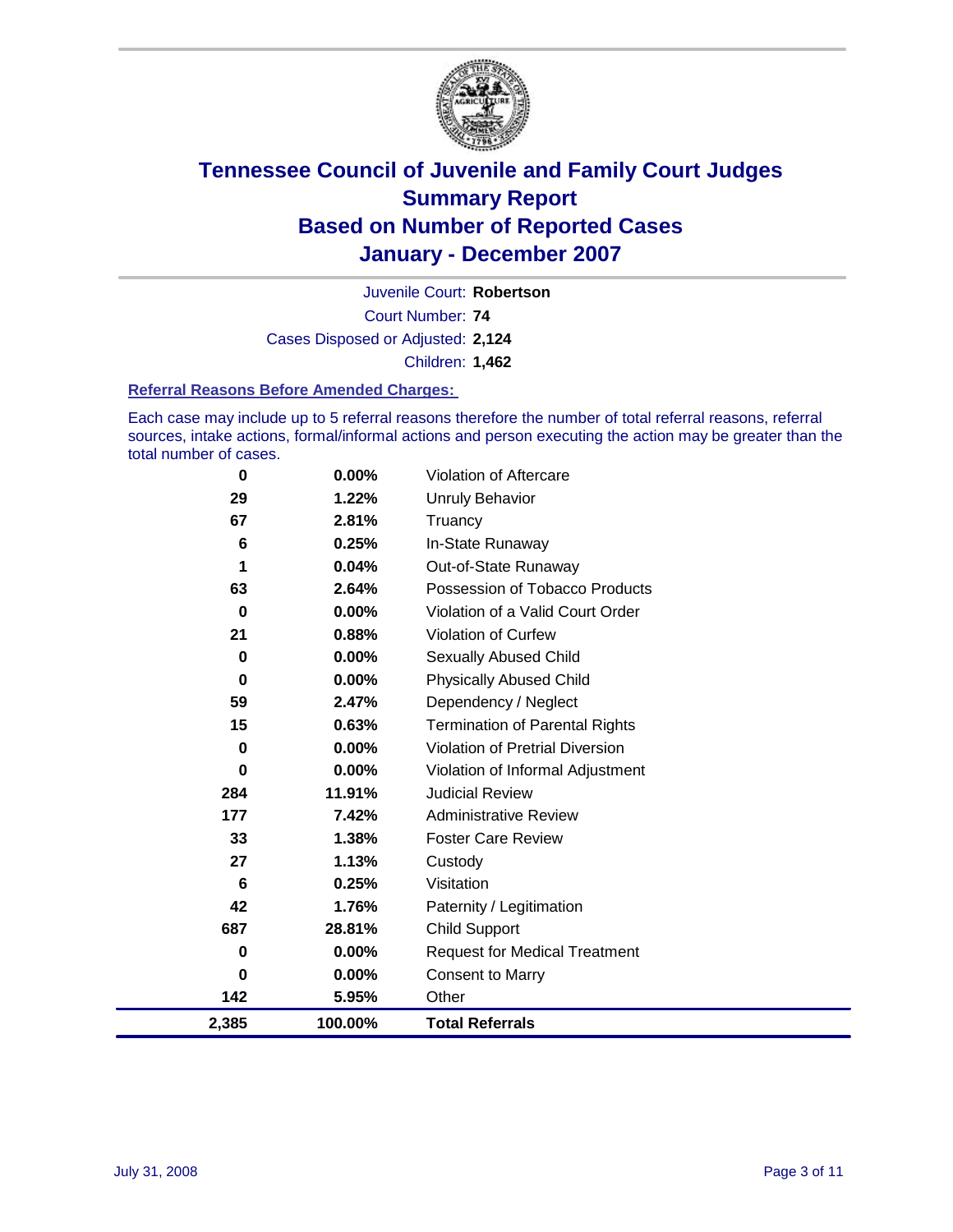# Tennessee Council of Juvenile and Family Court Judges
## Summary Report
## Based on Number of Reported Cases
## January - December 2007

Juvenile Court: **Robertson**

Court Number: **74**

Cases Disposed or Adjusted: **2,124**

Children: **1,462**

### Referral Reasons Before Amended Charges:

Each case may include up to 5 referral reasons therefore the number of total referral reasons, referral sources, intake actions, formal/informal actions and person executing the action may be greater than the total number of cases.

| Count | Percent | Referral Reason |
|---|---|---|
| 0 | 0.00% | Violation of Aftercare |
| 29 | 1.22% | Unruly Behavior |
| 67 | 2.81% | Truancy |
| 6 | 0.25% | In-State Runaway |
| 1 | 0.04% | Out-of-State Runaway |
| 63 | 2.64% | Possession of Tobacco Products |
| 0 | 0.00% | Violation of a Valid Court Order |
| 21 | 0.88% | Violation of Curfew |
| 0 | 0.00% | Sexually Abused Child |
| 0 | 0.00% | Physically Abused Child |
| 59 | 2.47% | Dependency / Neglect |
| 15 | 0.63% | Termination of Parental Rights |
| 0 | 0.00% | Violation of Pretrial Diversion |
| 0 | 0.00% | Violation of Informal Adjustment |
| 284 | 11.91% | Judicial Review |
| 177 | 7.42% | Administrative Review |
| 33 | 1.38% | Foster Care Review |
| 27 | 1.13% | Custody |
| 6 | 0.25% | Visitation |
| 42 | 1.76% | Paternity / Legitimation |
| 687 | 28.81% | Child Support |
| 0 | 0.00% | Request for Medical Treatment |
| 0 | 0.00% | Consent to Marry |
| 142 | 5.95% | Other |
| **2,385** | **100.00%** | **Total Referrals** |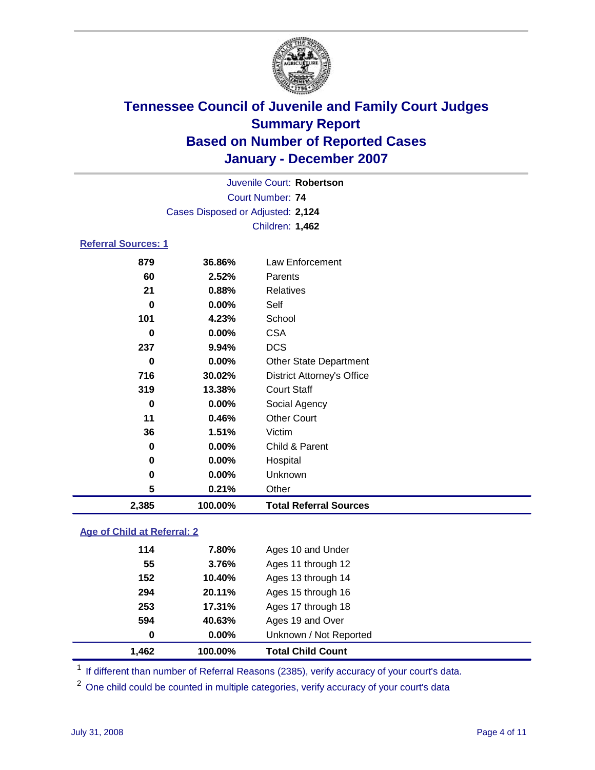# Tennessee Council of Juvenile and Family Court Judges
## Summary Report
## Based on Number of Reported Cases
## January - December 2007

Juvenile Court: **Robertson**

Court Number: **74**

Cases Disposed or Adjusted: **2,124**

Children: **1,462**

### Referral Sources: 1

| Count | Percent | Source |
|---|---|---|
| 879 | 36.86% | Law Enforcement |
| 60 | 2.52% | Parents |
| 21 | 0.88% | Relatives |
| 0 | 0.00% | Self |
| 101 | 4.23% | School |
| 0 | 0.00% | CSA |
| 237 | 9.94% | DCS |
| 0 | 0.00% | Other State Department |
| 716 | 30.02% | District Attorney's Office |
| 319 | 13.38% | Court Staff |
| 0 | 0.00% | Social Agency |
| 11 | 0.46% | Other Court |
| 36 | 1.51% | Victim |
| 0 | 0.00% | Child & Parent |
| 0 | 0.00% | Hospital |
| 0 | 0.00% | Unknown |
| 5 | 0.21% | Other |
| **2,385** | **100.00%** | **Total Referral Sources** |

### Age of Child at Referral: 2

| Count | Percent | Age |
|---|---|---|
| 114 | 7.80% | Ages 10 and Under |
| 55 | 3.76% | Ages 11 through 12 |
| 152 | 10.40% | Ages 13 through 14 |
| 294 | 20.11% | Ages 15 through 16 |
| 253 | 17.31% | Ages 17 through 18 |
| 594 | 40.63% | Ages 19 and Over |
| 0 | 0.00% | Unknown / Not Reported |
| **1,462** | **100.00%** | **Total Child Count** |

[1] If different than number of Referral Reasons (2385), verify accuracy of your court's data.

[2] One child could be counted in multiple categories, verify accuracy of your court's data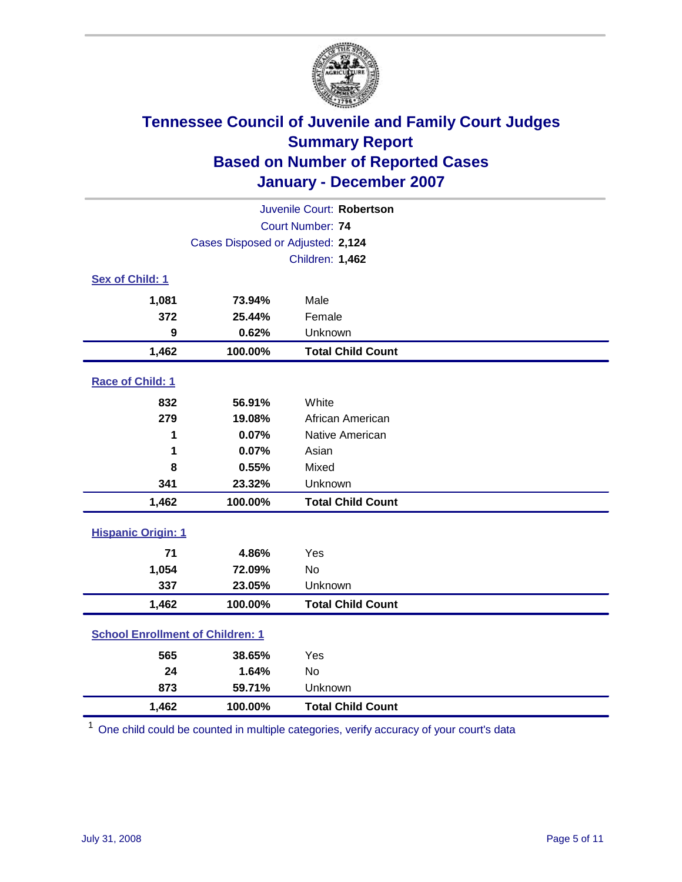# Tennessee Council of Juvenile and Family Court Judges
## Summary Report
## Based on Number of Reported Cases
## January - December 2007

Juvenile Court: **Robertson**
Court Number: **74**
Cases Disposed or Adjusted: **2,124**
Children: **1,462**

### Sex of Child: 1

| Count | Percent | Category |
|---|---|---|
| 1,081 | 73.94% | Male |
| 372 | 25.44% | Female |
| 9 | 0.62% | Unknown |
| **1,462** | **100.00%** | **Total Child Count** |

### Race of Child: 1

| Count | Percent | Category |
|---|---|---|
| 832 | 56.91% | White |
| 279 | 19.08% | African American |
| 1 | 0.07% | Native American |
| 1 | 0.07% | Asian |
| 8 | 0.55% | Mixed |
| 341 | 23.32% | Unknown |
| **1,462** | **100.00%** | **Total Child Count** |

### Hispanic Origin: 1

| Count | Percent | Category |
|---|---|---|
| 71 | 4.86% | Yes |
| 1,054 | 72.09% | No |
| 337 | 23.05% | Unknown |
| **1,462** | **100.00%** | **Total Child Count** |

### School Enrollment of Children: 1

| Count | Percent | Category |
|---|---|---|
| 565 | 38.65% | Yes |
| 24 | 1.64% | No |
| 873 | 59.71% | Unknown |
| **1,462** | **100.00%** | **Total Child Count** |

[1] One child could be counted in multiple categories, verify accuracy of your court's data

July 31, 2008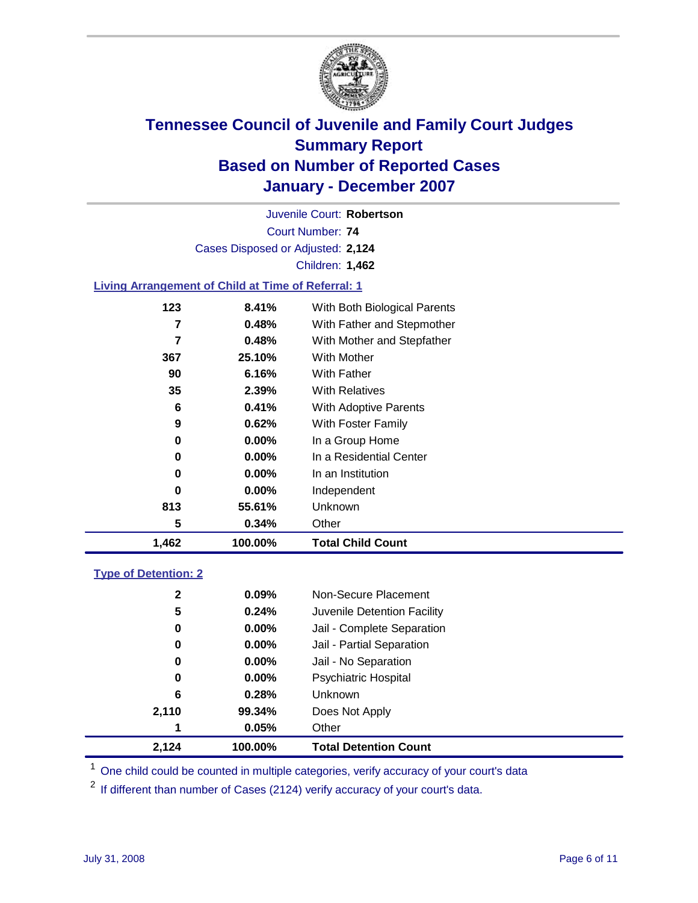# Tennessee Council of Juvenile and Family Court Judges
## Summary Report
## Based on Number of Reported Cases
## January - December 2007

Juvenile Court: **Robertson**

Court Number: **74**

Cases Disposed or Adjusted: **2,124**

Children: **1,462**

### Living Arrangement of Child at Time of Referral: 1

| Count | Percent | Category |
|---|---|---|
| 123 | 8.41% | With Both Biological Parents |
| 7 | 0.48% | With Father and Stepmother |
| 7 | 0.48% | With Mother and Stepfather |
| 367 | 25.10% | With Mother |
| 90 | 6.16% | With Father |
| 35 | 2.39% | With Relatives |
| 6 | 0.41% | With Adoptive Parents |
| 9 | 0.62% | With Foster Family |
| 0 | 0.00% | In a Group Home |
| 0 | 0.00% | In a Residential Center |
| 0 | 0.00% | In an Institution |
| 0 | 0.00% | Independent |
| 813 | 55.61% | Unknown |
| 5 | 0.34% | Other |
| **1,462** | **100.00%** | **Total Child Count** |

### Type of Detention: 2

| Count | Percent | Category |
|---|---|---|
| 2 | 0.09% | Non-Secure Placement |
| 5 | 0.24% | Juvenile Detention Facility |
| 0 | 0.00% | Jail - Complete Separation |
| 0 | 0.00% | Jail - Partial Separation |
| 0 | 0.00% | Jail - No Separation |
| 0 | 0.00% | Psychiatric Hospital |
| 6 | 0.28% | Unknown |
| 2,110 | 99.34% | Does Not Apply |
| 1 | 0.05% | Other |
| **2,124** | **100.00%** | **Total Detention Count** |

[1] One child could be counted in multiple categories, verify accuracy of your court's data

[2] If different than number of Cases (2124) verify accuracy of your court's data.

July 31, 2008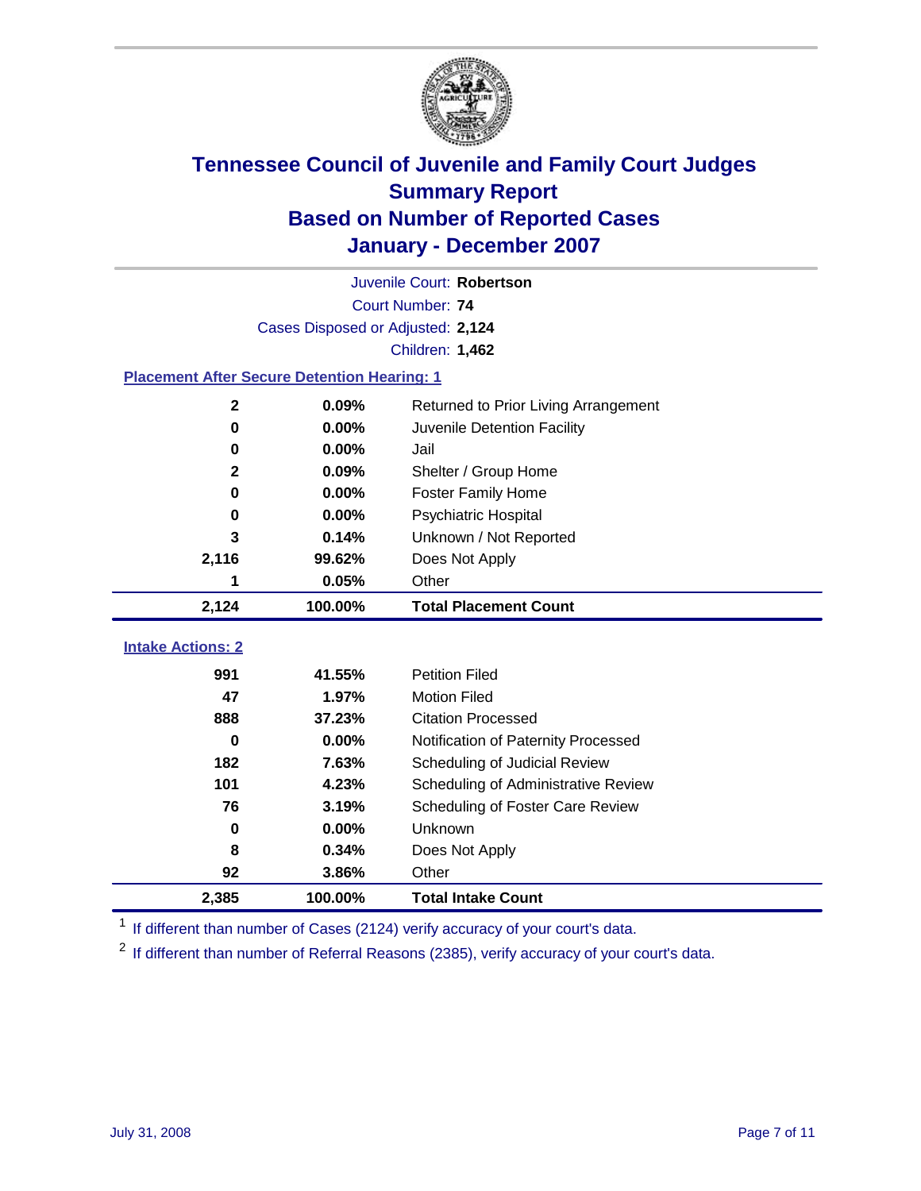# Tennessee Council of Juvenile and Family Court Judges
## Summary Report
## Based on Number of Reported Cases
## January - December 2007

Juvenile Court: **Robertson**

Court Number: **74**

Cases Disposed or Adjusted: **2,124**

Children: **1,462**

### Placement After Secure Detention Hearing: 1

| Count | Percent | Placement |
|---|---|---|
| 2 | 0.09% | Returned to Prior Living Arrangement |
| 0 | 0.00% | Juvenile Detention Facility |
| 0 | 0.00% | Jail |
| 2 | 0.09% | Shelter / Group Home |
| 0 | 0.00% | Foster Family Home |
| 0 | 0.00% | Psychiatric Hospital |
| 3 | 0.14% | Unknown / Not Reported |
| 2,116 | 99.62% | Does Not Apply |
| 1 | 0.05% | Other |
| **2,124** | **100.00%** | **Total Placement Count** |

### Intake Actions: 2

| Count | Percent | Intake Action |
|---|---|---|
| 991 | 41.55% | Petition Filed |
| 47 | 1.97% | Motion Filed |
| 888 | 37.23% | Citation Processed |
| 0 | 0.00% | Notification of Paternity Processed |
| 182 | 7.63% | Scheduling of Judicial Review |
| 101 | 4.23% | Scheduling of Administrative Review |
| 76 | 3.19% | Scheduling of Foster Care Review |
| 0 | 0.00% | Unknown |
| 8 | 0.34% | Does Not Apply |
| 92 | 3.86% | Other |
| **2,385** | **100.00%** | **Total Intake Count** |

[1] If different than number of Cases (2124) verify accuracy of your court's data.

[2] If different than number of Referral Reasons (2385), verify accuracy of your court's data.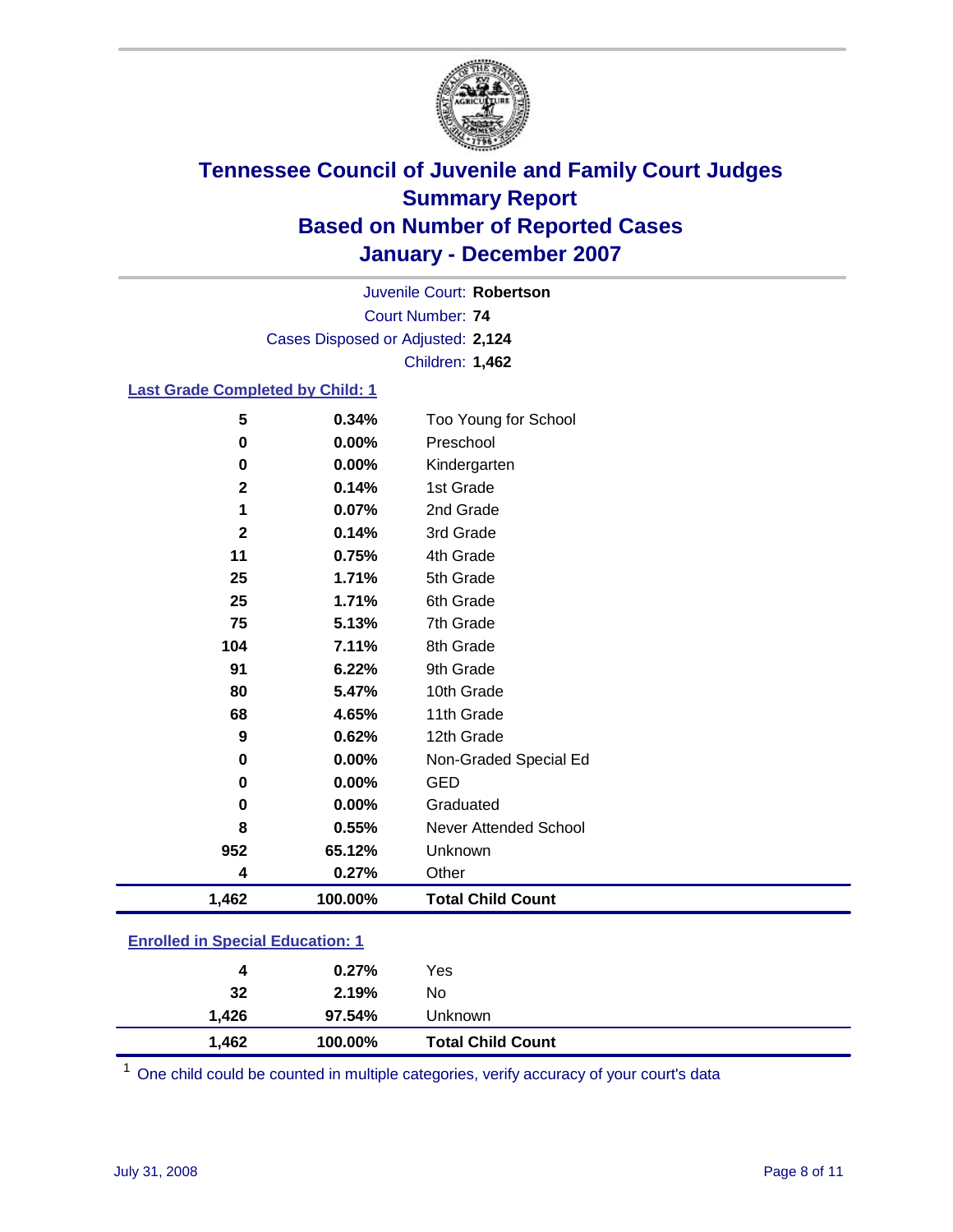# Tennessee Council of Juvenile and Family Court Judges
## Summary Report
## Based on Number of Reported Cases
## January - December 2007

Juvenile Court: **Robertson**
Court Number: **74**
Cases Disposed or Adjusted: **2,124**
Children: **1,462**

### Last Grade Completed by Child: 1

| | | |
|---|---|---|
| 5 | 0.34% | Too Young for School |
| 0 | 0.00% | Preschool |
| 0 | 0.00% | Kindergarten |
| 2 | 0.14% | 1st Grade |
| 1 | 0.07% | 2nd Grade |
| 2 | 0.14% | 3rd Grade |
| 11 | 0.75% | 4th Grade |
| 25 | 1.71% | 5th Grade |
| 25 | 1.71% | 6th Grade |
| 75 | 5.13% | 7th Grade |
| 104 | 7.11% | 8th Grade |
| 91 | 6.22% | 9th Grade |
| 80 | 5.47% | 10th Grade |
| 68 | 4.65% | 11th Grade |
| 9 | 0.62% | 12th Grade |
| 0 | 0.00% | Non-Graded Special Ed |
| 0 | 0.00% | GED |
| 0 | 0.00% | Graduated |
| 8 | 0.55% | Never Attended School |
| 952 | 65.12% | Unknown |
| 4 | 0.27% | Other |
| **1,462** | **100.00%** | **Total Child Count** |

### Enrolled in Special Education: 1

| | | |
|---|---|---|
| 4 | 0.27% | Yes |
| 32 | 2.19% | No |
| 1,426 | 97.54% | Unknown |
| **1,462** | **100.00%** | **Total Child Count** |

[1] One child could be counted in multiple categories, verify accuracy of your court's data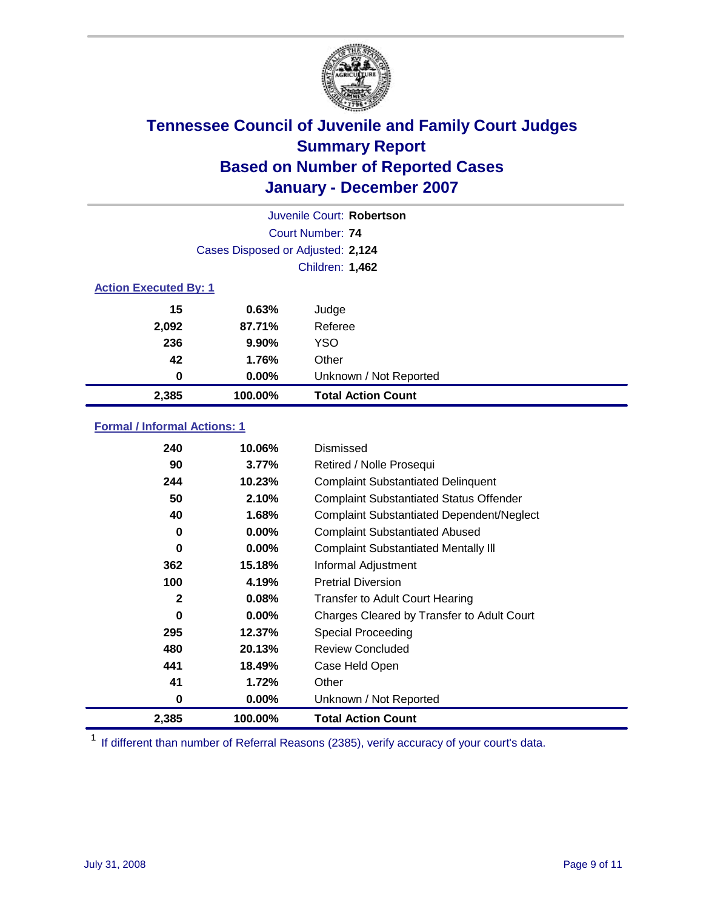# Tennessee Council of Juvenile and Family Court Judges
## Summary Report
## Based on Number of Reported Cases
## January - December 2007

Juvenile Court: **Robertson**
Court Number: **74**
Cases Disposed or Adjusted: **2,124**
Children: **1,462**

### Action Executed By: 1

| | | |
|---|---|---|
| 15 | 0.63% | Judge |
| 2,092 | 87.71% | Referee |
| 236 | 9.90% | YSO |
| 42 | 1.76% | Other |
| 0 | 0.00% | Unknown / Not Reported |
| **2,385** | **100.00%** | **Total Action Count** |

### Formal / Informal Actions: 1

| | | |
|---|---|---|
| 240 | 10.06% | Dismissed |
| 90 | 3.77% | Retired / Nolle Prosequi |
| 244 | 10.23% | Complaint Substantiated Delinquent |
| 50 | 2.10% | Complaint Substantiated Status Offender |
| 40 | 1.68% | Complaint Substantiated Dependent/Neglect |
| 0 | 0.00% | Complaint Substantiated Abused |
| 0 | 0.00% | Complaint Substantiated Mentally Ill |
| 362 | 15.18% | Informal Adjustment |
| 100 | 4.19% | Pretrial Diversion |
| 2 | 0.08% | Transfer to Adult Court Hearing |
| 0 | 0.00% | Charges Cleared by Transfer to Adult Court |
| 295 | 12.37% | Special Proceeding |
| 480 | 20.13% | Review Concluded |
| 441 | 18.49% | Case Held Open |
| 41 | 1.72% | Other |
| 0 | 0.00% | Unknown / Not Reported |
| **2,385** | **100.00%** | **Total Action Count** |

[1] If different than number of Referral Reasons (2385), verify accuracy of your court's data.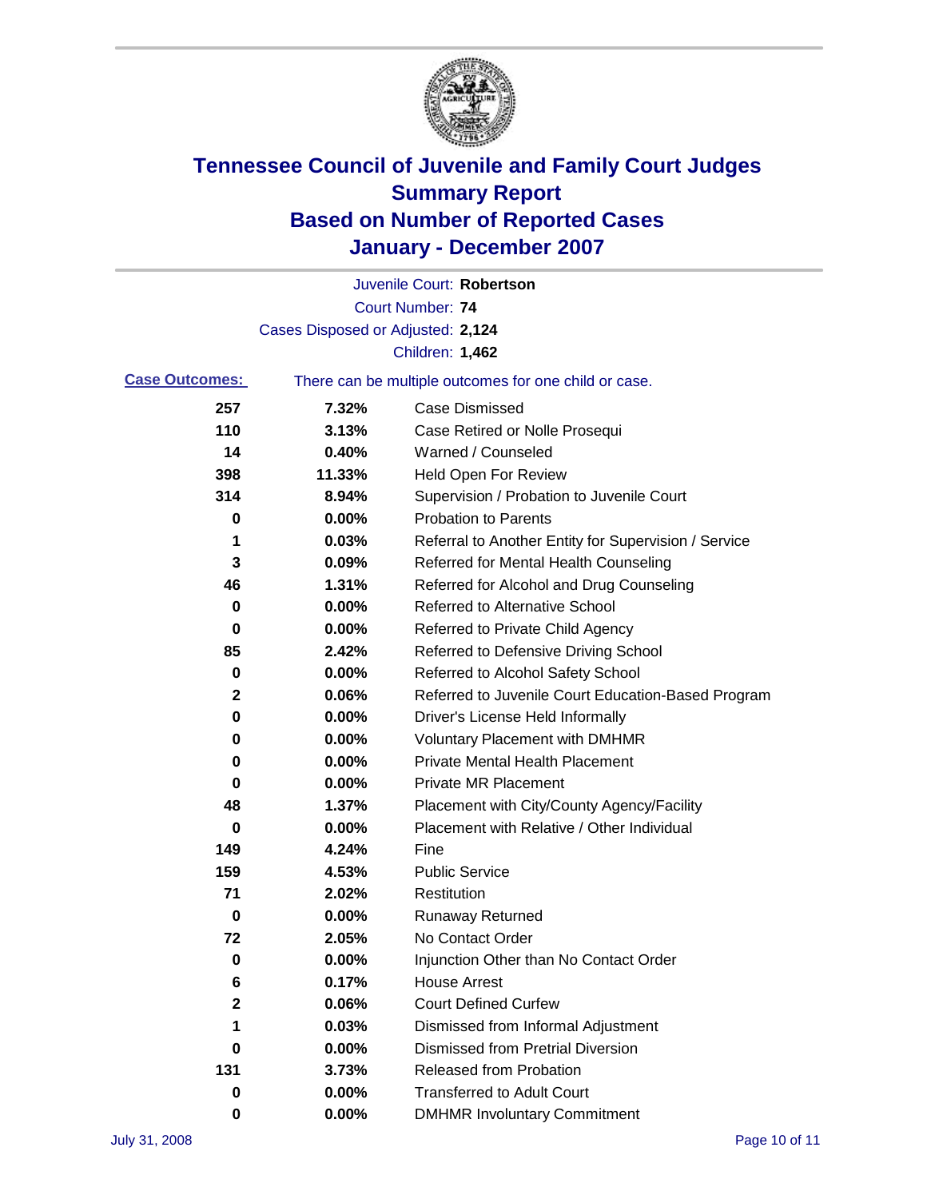# Tennessee Council of Juvenile and Family Court Judges
# Summary Report
# Based on Number of Reported Cases
# January - December 2007

Juvenile Court: **Robertson**

Court Number: **74**

Cases Disposed or Adjusted: **2,124**

Children: **1,462**

**Case Outcomes:** There can be multiple outcomes for one child or case.

| Count | Percent | Outcome |
|---|---|---|
| 257 | 7.32% | Case Dismissed |
| 110 | 3.13% | Case Retired or Nolle Prosequi |
| 14 | 0.40% | Warned / Counseled |
| 398 | 11.33% | Held Open For Review |
| 314 | 8.94% | Supervision / Probation to Juvenile Court |
| 0 | 0.00% | Probation to Parents |
| 1 | 0.03% | Referral to Another Entity for Supervision / Service |
| 3 | 0.09% | Referred for Mental Health Counseling |
| 46 | 1.31% | Referred for Alcohol and Drug Counseling |
| 0 | 0.00% | Referred to Alternative School |
| 0 | 0.00% | Referred to Private Child Agency |
| 85 | 2.42% | Referred to Defensive Driving School |
| 0 | 0.00% | Referred to Alcohol Safety School |
| 2 | 0.06% | Referred to Juvenile Court Education-Based Program |
| 0 | 0.00% | Driver's License Held Informally |
| 0 | 0.00% | Voluntary Placement with DMHMR |
| 0 | 0.00% | Private Mental Health Placement |
| 0 | 0.00% | Private MR Placement |
| 48 | 1.37% | Placement with City/County Agency/Facility |
| 0 | 0.00% | Placement with Relative / Other Individual |
| 149 | 4.24% | Fine |
| 159 | 4.53% | Public Service |
| 71 | 2.02% | Restitution |
| 0 | 0.00% | Runaway Returned |
| 72 | 2.05% | No Contact Order |
| 0 | 0.00% | Injunction Other than No Contact Order |
| 6 | 0.17% | House Arrest |
| 2 | 0.06% | Court Defined Curfew |
| 1 | 0.03% | Dismissed from Informal Adjustment |
| 0 | 0.00% | Dismissed from Pretrial Diversion |
| 131 | 3.73% | Released from Probation |
| 0 | 0.00% | Transferred to Adult Court |
| 0 | 0.00% | DMHMR Involuntary Commitment |

July 31, 2008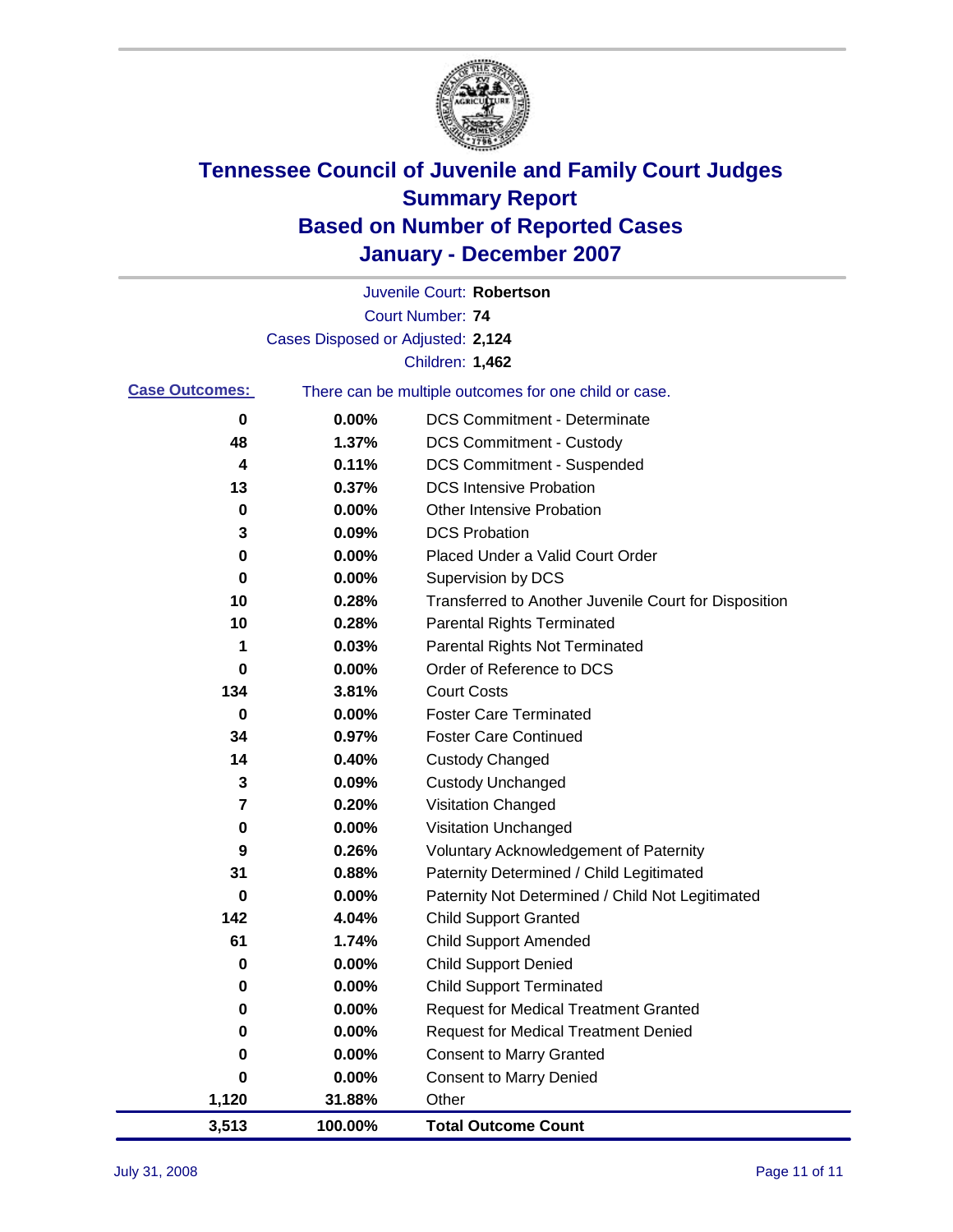# Tennessee Council of Juvenile and Family Court Judges
## Summary Report
## Based on Number of Reported Cases
## January - December 2007

Juvenile Court: **Robertson**

Court Number: **74**

Cases Disposed or Adjusted: **2,124**

Children: **1,462**

**Case Outcomes:** There can be multiple outcomes for one child or case.

| | | |
|---|---|---|
| 0 | 0.00% | DCS Commitment - Determinate |
| 48 | 1.37% | DCS Commitment - Custody |
| 4 | 0.11% | DCS Commitment - Suspended |
| 13 | 0.37% | DCS Intensive Probation |
| 0 | 0.00% | Other Intensive Probation |
| 3 | 0.09% | DCS Probation |
| 0 | 0.00% | Placed Under a Valid Court Order |
| 0 | 0.00% | Supervision by DCS |
| 10 | 0.28% | Transferred to Another Juvenile Court for Disposition |
| 10 | 0.28% | Parental Rights Terminated |
| 1 | 0.03% | Parental Rights Not Terminated |
| 0 | 0.00% | Order of Reference to DCS |
| 134 | 3.81% | Court Costs |
| 0 | 0.00% | Foster Care Terminated |
| 34 | 0.97% | Foster Care Continued |
| 14 | 0.40% | Custody Changed |
| 3 | 0.09% | Custody Unchanged |
| 7 | 0.20% | Visitation Changed |
| 0 | 0.00% | Visitation Unchanged |
| 9 | 0.26% | Voluntary Acknowledgement of Paternity |
| 31 | 0.88% | Paternity Determined / Child Legitimated |
| 0 | 0.00% | Paternity Not Determined / Child Not Legitimated |
| 142 | 4.04% | Child Support Granted |
| 61 | 1.74% | Child Support Amended |
| 0 | 0.00% | Child Support Denied |
| 0 | 0.00% | Child Support Terminated |
| 0 | 0.00% | Request for Medical Treatment Granted |
| 0 | 0.00% | Request for Medical Treatment Denied |
| 0 | 0.00% | Consent to Marry Granted |
| 0 | 0.00% | Consent to Marry Denied |
| 1,120 | 31.88% | Other |
| **3,513** | **100.00%** | **Total Outcome Count** |

July 31, 2008